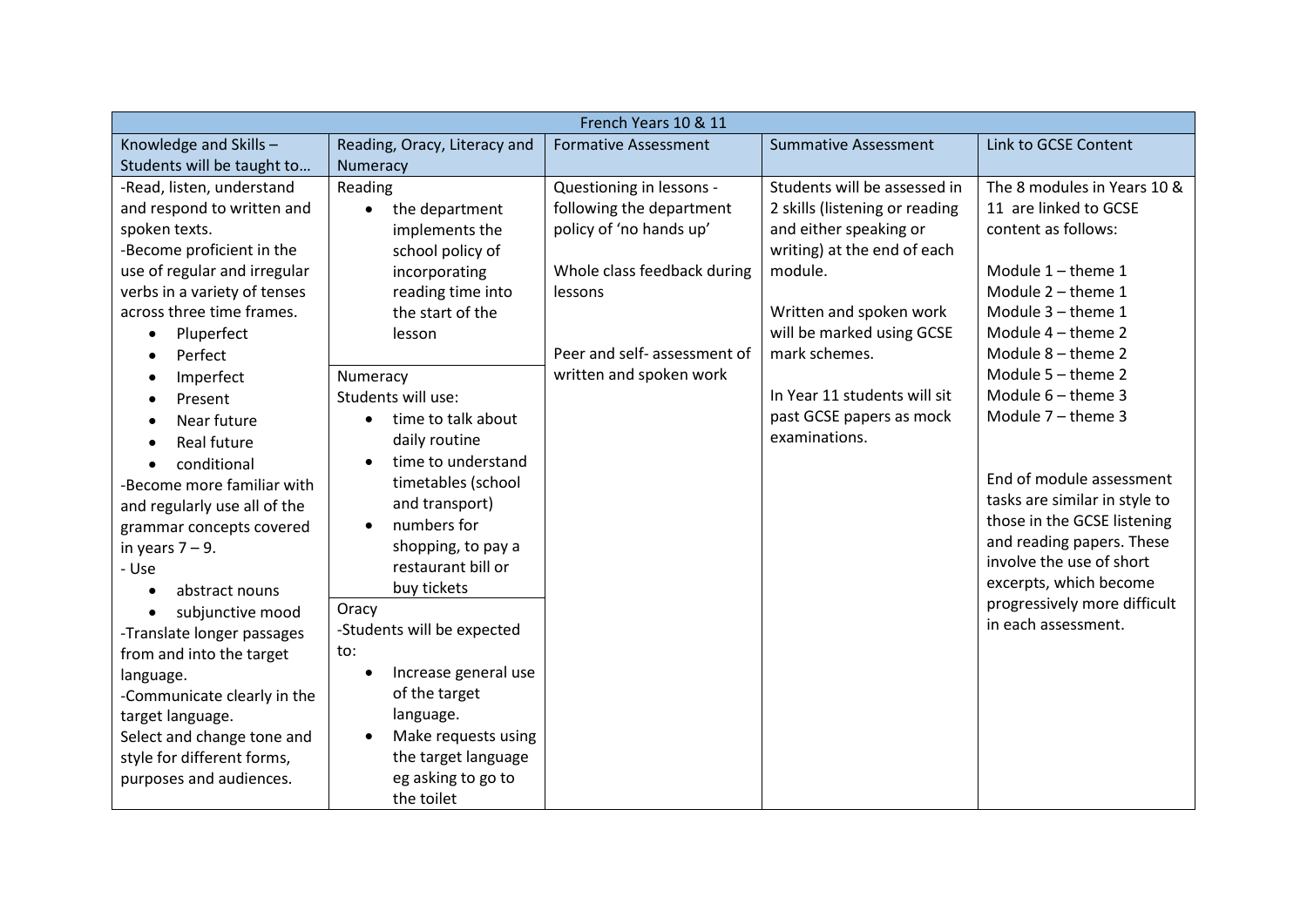| French Years 10 & 11 | | | | |
|---|---|---|---|---|
| Knowledge and Skills – Students will be taught to… | Reading, Oracy, Literacy and Numeracy | Formative Assessment | Summative Assessment | Link to GCSE Content |
| -Read, listen, understand and respond to written and spoken texts.<br>-Become proficient in the use of regular and irregular verbs in a variety of tenses across three time frames.<br>• Pluperfect<br>• Perfect<br>• Imperfect<br>• Present<br>• Near future<br>• Real future<br>• conditional<br>-Become more familiar with and regularly use all of the grammar concepts covered in years 7 – 9.<br>- Use<br>• abstract nouns<br>• subjunctive mood<br>-Translate longer passages from and into the target language.<br>-Communicate clearly in the target language.<br>Select and change tone and style for different forms, purposes and audiences. | Reading<br>• the department implements the school policy of incorporating reading time into the start of the lesson<br><br>Numeracy<br>Students will use:<br>• time to talk about daily routine<br>• time to understand timetables (school and transport)<br>• numbers for shopping, to pay a restaurant bill or buy tickets<br><br>Oracy<br>-Students will be expected to:<br>• Increase general use of the target language.<br>• Make requests using the target language eg asking to go to the toilet | Questioning in lessons - following the department policy of 'no hands up'<br><br>Whole class feedback during lessons<br><br>Peer and self- assessment of written and spoken work | Students will be assessed in 2 skills (listening or reading and either speaking or writing) at the end of each module.<br><br>Written and spoken work will be marked using GCSE mark schemes.<br><br>In Year 11 students will sit past GCSE papers as mock examinations. | The 8 modules in Years 10 & 11 are linked to GCSE content as follows:<br><br>Module 1 – theme 1<br>Module 2 – theme 1<br>Module 3 – theme 1<br>Module 4 – theme 2<br>Module 8 – theme 2<br>Module 5 – theme 2<br>Module 6 – theme 3<br>Module 7 – theme 3<br><br>End of module assessment tasks are similar in style to those in the GCSE listening and reading papers. These involve the use of short excerpts, which become progressively more difficult in each assessment. |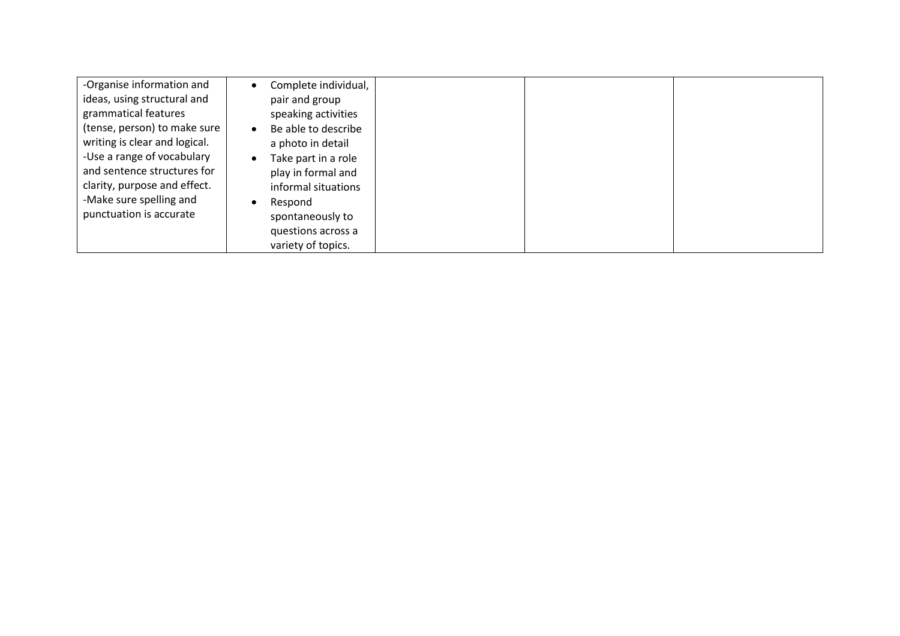| | | | | |
|---|---|---|---|---|
| -Organise information and ideas, using structural and grammatical features (tense, person) to make sure writing is clear and logical.<br>-Use a range of vocabulary and sentence structures for clarity, purpose and effect.<br>-Make sure spelling and punctuation is accurate | • Complete individual, pair and group speaking activities<br>• Be able to describe a photo in detail<br>• Take part in a role play in formal and informal situations<br>• Respond spontaneously to questions across a variety of topics. | | | |